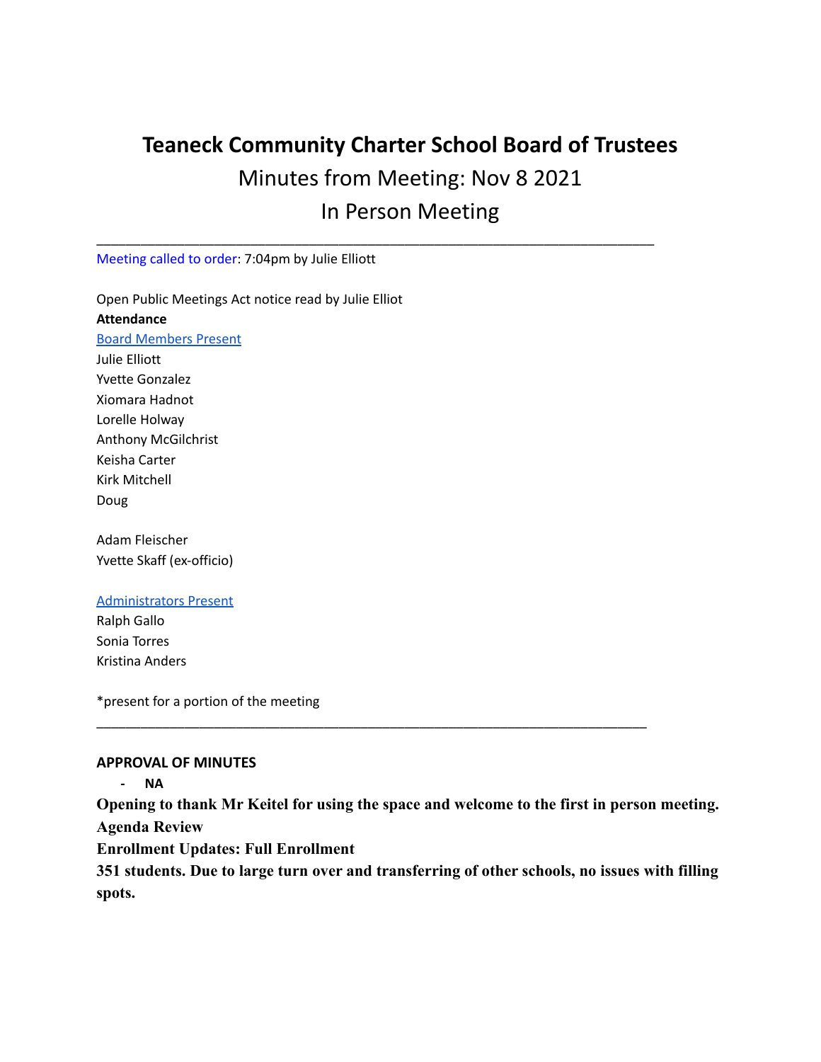# Teaneck Community Charter School Board of Trustees

## Minutes from Meeting: Nov 8 2021

## In Person Meeting

---

Meeting called to order: 7:04pm by Julie Elliott

Open Public Meetings Act notice read by Julie Elliot

**Attendance**

Board Members Present

Julie Elliott
Yvette Gonzalez
Xiomara Hadnot
Lorelle Holway
Anthony McGilchrist
Keisha Carter
Kirk Mitchell
Doug

Adam Fleischer
Yvette Skaff (ex-officio)

Administrators Present

Ralph Gallo
Sonia Torres
Kristina Anders

*present for a portion of the meeting

---

**APPROVAL OF MINUTES**

- **NA**

**Opening to thank Mr Keitel for using the space and welcome to the first in person meeting.**

**Agenda Review**

**Enrollment Updates: Full Enrollment**

**351 students. Due to large turn over and transferring of other schools, no issues with filling spots.**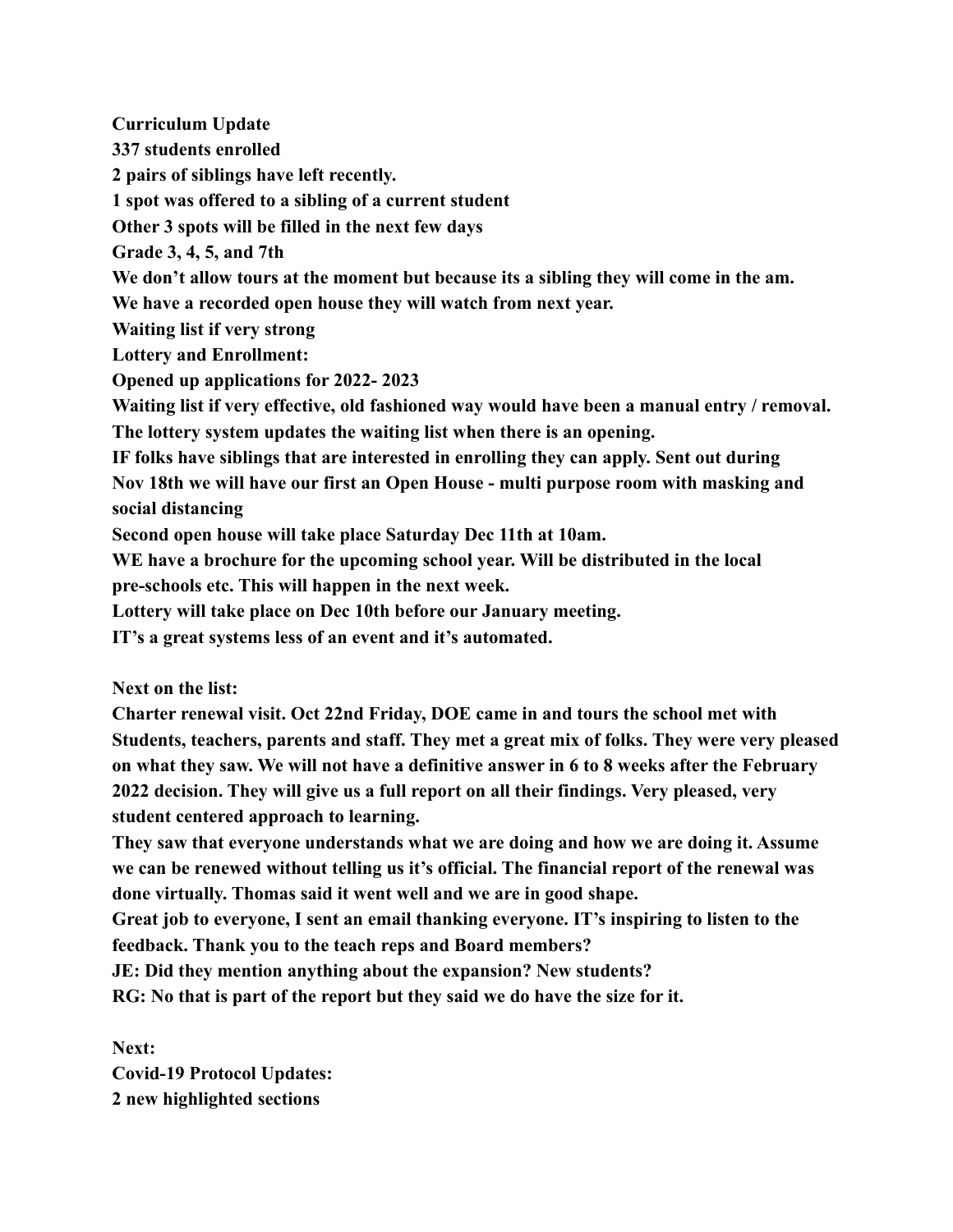**Curriculum Update**
**337 students enrolled**
**2 pairs of siblings have left recently.**
**1 spot was offered to a sibling of a current student**
**Other 3 spots will be filled in the next few days**
**Grade 3, 4, 5, and 7th**
**We don't allow tours at the moment but because its a sibling they will come in the am.**
**We have a recorded open house they will watch from next year.**
**Waiting list if very strong**
**Lottery and Enrollment:**
**Opened up applications for 2022- 2023**
**Waiting list if very effective, old fashioned way would have been a manual entry / removal.**
**The lottery system updates the waiting list when there is an opening.**
**IF folks have siblings that are interested in enrolling they can apply. Sent out during**
**Nov 18th we will have our first an Open House - multi purpose room with masking and social distancing**
**Second open house will take place Saturday Dec 11th at 10am.**
**WE have a brochure for the upcoming school year. Will be distributed in the local pre-schools etc. This will happen in the next week.**
**Lottery will take place on Dec 10th before our January meeting.**
**IT's a great systems less of an event and it's automated.**

**Next on the list:**
**Charter renewal visit. Oct 22nd Friday, DOE came in and tours the school met with Students, teachers, parents and staff. They met a great mix of folks. They were very pleased on what they saw. We will not have a definitive answer in 6 to 8 weeks after the February 2022 decision. They will give us a full report on all their findings. Very pleased, very student centered approach to learning.**
**They saw that everyone understands what we are doing and how we are doing it. Assume we can be renewed without telling us it's official. The financial report of the renewal was done virtually. Thomas said it went well and we are in good shape.**
**Great job to everyone, I sent an email thanking everyone. IT's inspiring to listen to the feedback. Thank you to the teach reps and Board members?**
**JE: Did they mention anything about the expansion? New students?**
**RG: No that is part of the report but they said we do have the size for it.**

**Next:**
**Covid-19 Protocol Updates:**
**2 new highlighted sections**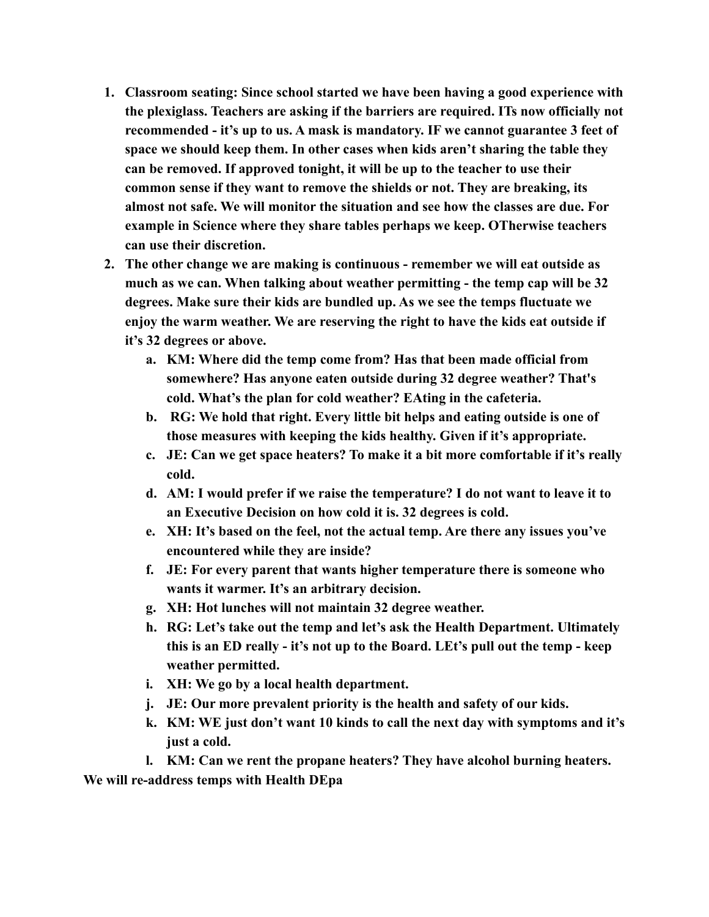1. **Classroom seating: Since school started we have been having a good experience with the plexiglass. Teachers are asking if the barriers are required. ITs now officially not recommended - it's up to us. A mask is mandatory. IF we cannot guarantee 3 feet of space we should keep them. In other cases when kids aren't sharing the table they can be removed. If approved tonight, it will be up to the teacher to use their common sense if they want to remove the shields or not. They are breaking, its almost not safe. We will monitor the situation and see how the classes are due. For example in Science where they share tables perhaps we keep. OTherwise teachers can use their discretion.**
2. **The other change we are making is continuous - remember we will eat outside as much as we can. When talking about weather permitting - the temp cap will be 32 degrees. Make sure their kids are bundled up. As we see the temps fluctuate we enjoy the warm weather. We are reserving the right to have the kids eat outside if it's 32 degrees or above.**
   a. **KM: Where did the temp come from? Has that been made official from somewhere? Has anyone eaten outside during 32 degree weather? That's cold. What's the plan for cold weather? EAting in the cafeteria.**
   b. **RG: We hold that right. Every little bit helps and eating outside is one of those measures with keeping the kids healthy. Given if it's appropriate.**
   c. **JE: Can we get space heaters? To make it a bit more comfortable if it's really cold.**
   d. **AM: I would prefer if we raise the temperature? I do not want to leave it to an Executive Decision on how cold it is. 32 degrees is cold.**
   e. **XH: It's based on the feel, not the actual temp. Are there any issues you've encountered while they are inside?**
   f. **JE: For every parent that wants higher temperature there is someone who wants it warmer. It's an arbitrary decision.**
   g. **XH: Hot lunches will not maintain 32 degree weather.**
   h. **RG: Let's take out the temp and let's ask the Health Department. Ultimately this is an ED really - it's not up to the Board. LEt's pull out the temp - keep weather permitted.**
   i. **XH: We go by a local health department.**
   j. **JE: Our more prevalent priority is the health and safety of our kids.**
   k. **KM: WE just don't want 10 kinds to call the next day with symptoms and it's just a cold.**
   l. **KM: Can we rent the propane heaters? They have alcohol burning heaters.**

**We will re-address temps with Health DEpa**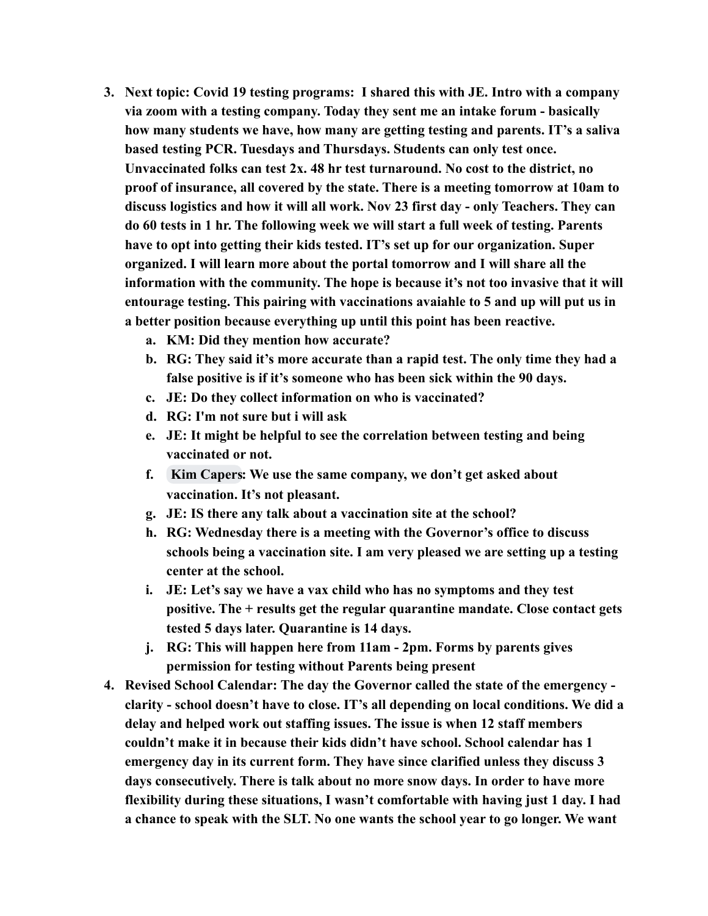3. **Next topic: Covid 19 testing programs: I shared this with JE. Intro with a company via zoom with a testing company. Today they sent me an intake forum - basically how many students we have, how many are getting testing and parents. IT's a saliva based testing PCR. Tuesdays and Thursdays. Students can only test once. Unvaccinated folks can test 2x. 48 hr test turnaround. No cost to the district, no proof of insurance, all covered by the state. There is a meeting tomorrow at 10am to discuss logistics and how it will all work. Nov 23 first day - only Teachers. They can do 60 tests in 1 hr. The following week we will start a full week of testing. Parents have to opt into getting their kids tested. IT's set up for our organization. Super organized. I will learn more about the portal tomorrow and I will share all the information with the community. The hope is because it's not too invasive that it will entourage testing. This pairing with vaccinations avaiahle to 5 and up will put us in a better position because everything up until this point has been reactive.**
    a. **KM: Did they mention how accurate?**
    b. **RG: They said it's more accurate than a rapid test. The only time they had a false positive is if it's someone who has been sick within the 90 days.**
    c. **JE: Do they collect information on who is vaccinated?**
    d. **RG: I'm not sure but i will ask**
    e. **JE: It might be helpful to see the correlation between testing and being vaccinated or not.**
    f. **Kim Capers: We use the same company, we don't get asked about vaccination. It's not pleasant.**
    g. **JE: IS there any talk about a vaccination site at the school?**
    h. **RG: Wednesday there is a meeting with the Governor's office to discuss schools being a vaccination site. I am very pleased we are setting up a testing center at the school.**
    i. **JE: Let's say we have a vax child who has no symptoms and they test positive. The + results get the regular quarantine mandate. Close contact gets tested 5 days later. Quarantine is 14 days.**
    j. **RG: This will happen here from 11am - 2pm. Forms by parents gives permission for testing without Parents being present**
4. **Revised School Calendar: The day the Governor called the state of the emergency - clarity - school doesn't have to close. IT's all depending on local conditions. We did a delay and helped work out staffing issues. The issue is when 12 staff members couldn't make it in because their kids didn't have school. School calendar has 1 emergency day in its current form. They have since clarified unless they discuss 3 days consecutively. There is talk about no more snow days. In order to have more flexibility during these situations, I wasn't comfortable with having just 1 day. I had a chance to speak with the SLT. No one wants the school year to go longer. We want**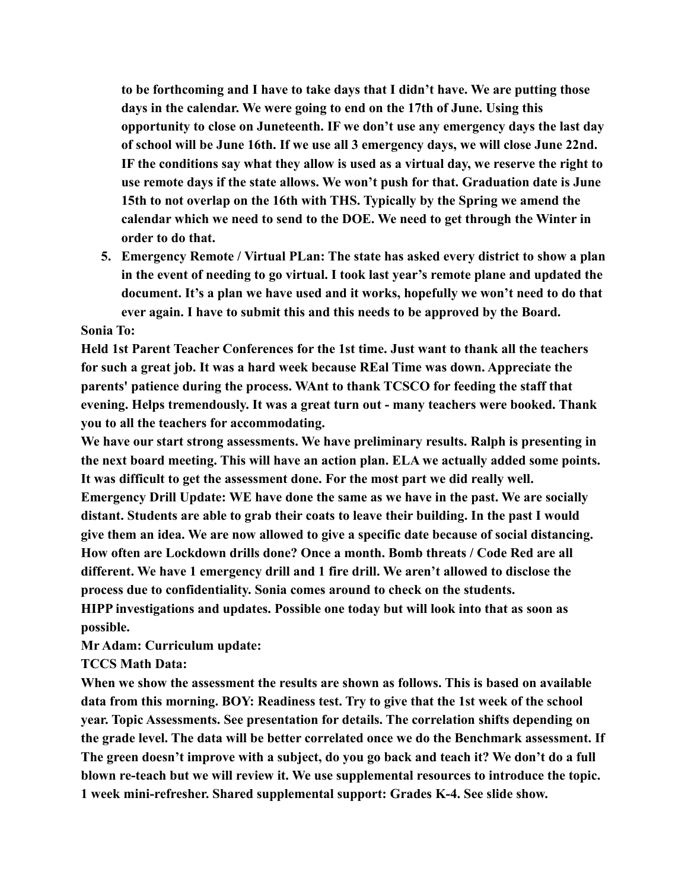**to be forthcoming and I have to take days that I didn't have. We are putting those days in the calendar. We were going to end on the 17th of June. Using this opportunity to close on Juneteenth. IF we don't use any emergency days the last day of school will be June 16th. If we use all 3 emergency days, we will close June 22nd. IF the conditions say what they allow is used as a virtual day, we reserve the right to use remote days if the state allows. We won't push for that. Graduation date is June 15th to not overlap on the 16th with THS. Typically by the Spring we amend the calendar which we need to send to the DOE. We need to get through the Winter in order to do that.**

5. **Emergency Remote / Virtual PLan: The state has asked every district to show a plan in the event of needing to go virtual. I took last year's remote plane and updated the document. It's a plan we have used and it works, hopefully we won't need to do that ever again. I have to submit this and this needs to be approved by the Board.**

**Sonia To:**

**Held 1st Parent Teacher Conferences for the 1st time. Just want to thank all the teachers for such a great job. It was a hard week because REal Time was down. Appreciate the parents' patience during the process. WAnt to thank TCSCO for feeding the staff that evening. Helps tremendously. It was a great turn out - many teachers were booked. Thank you to all the teachers for accommodating.**

**We have our start strong assessments. We have preliminary results. Ralph is presenting in the next board meeting. This will have an action plan. ELA we actually added some points. It was difficult to get the assessment done. For the most part we did really well.**

**Emergency Drill Update: WE have done the same as we have in the past. We are socially distant. Students are able to grab their coats to leave their building. In the past I would give them an idea. We are now allowed to give a specific date because of social distancing. How often are Lockdown drills done? Once a month. Bomb threats / Code Red are all different. We have 1 emergency drill and 1 fire drill. We aren't allowed to disclose the process due to confidentiality. Sonia comes around to check on the students.**

**HIPP investigations and updates. Possible one today but will look into that as soon as possible.**

**Mr Adam: Curriculum update:**

**TCCS Math Data:**

**When we show the assessment the results are shown as follows. This is based on available data from this morning. BOY: Readiness test. Try to give that the 1st week of the school year. Topic Assessments. See presentation for details. The correlation shifts depending on the grade level. The data will be better correlated once we do the Benchmark assessment. If The green doesn't improve with a subject, do you go back and teach it? We don't do a full blown re-teach but we will review it. We use supplemental resources to introduce the topic. 1 week mini-refresher. Shared supplemental support: Grades K-4. See slide show.**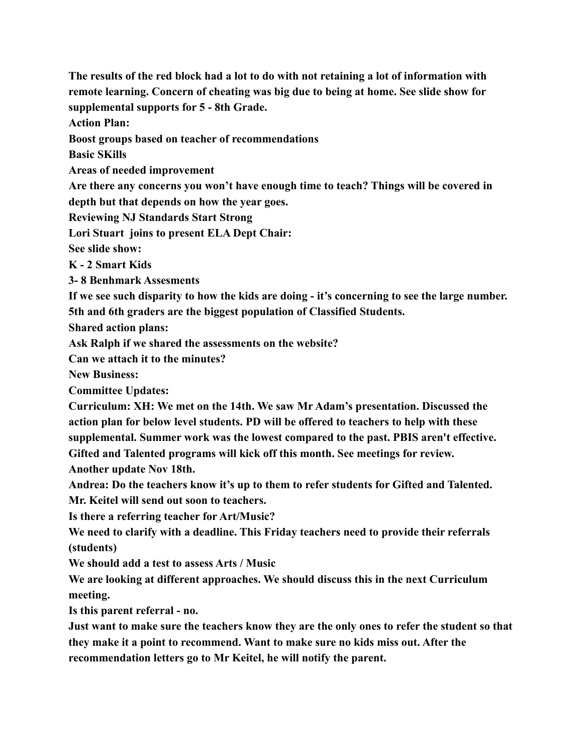**The results of the red block had a lot to do with not retaining a lot of information with remote learning. Concern of cheating was big due to being at home. See slide show for supplemental supports for 5 - 8th Grade.**

**Action Plan:**

**Boost groups based on teacher of recommendations**

**Basic SKills**

**Areas of needed improvement**

**Are there any concerns you won't have enough time to teach? Things will be covered in depth but that depends on how the year goes.**

**Reviewing NJ Standards Start Strong**

**Lori Stuart joins to present ELA Dept Chair:**

**See slide show:**

**K - 2 Smart Kids**

**3- 8 Benhmark Assesments**

**If we see such disparity to how the kids are doing - it's concerning to see the large number. 5th and 6th graders are the biggest population of Classified Students.**

**Shared action plans:**

**Ask Ralph if we shared the assessments on the website?**

**Can we attach it to the minutes?**

**New Business:**

**Committee Updates:**

**Curriculum: XH: We met on the 14th. We saw Mr Adam's presentation. Discussed the action plan for below level students. PD will be offered to teachers to help with these supplemental. Summer work was the lowest compared to the past. PBIS aren't effective. Gifted and Talented programs will kick off this month. See meetings for review.**

**Another update Nov 18th.**

**Andrea: Do the teachers know it's up to them to refer students for Gifted and Talented. Mr. Keitel will send out soon to teachers.**

**Is there a referring teacher for Art/Music?**

**We need to clarify with a deadline. This Friday teachers need to provide their referrals (students)**

**We should add a test to assess Arts / Music**

**We are looking at different approaches. We should discuss this in the next Curriculum meeting.**

**Is this parent referral - no.**

**Just want to make sure the teachers know they are the only ones to refer the student so that they make it a point to recommend. Want to make sure no kids miss out. After the recommendation letters go to Mr Keitel, he will notify the parent.**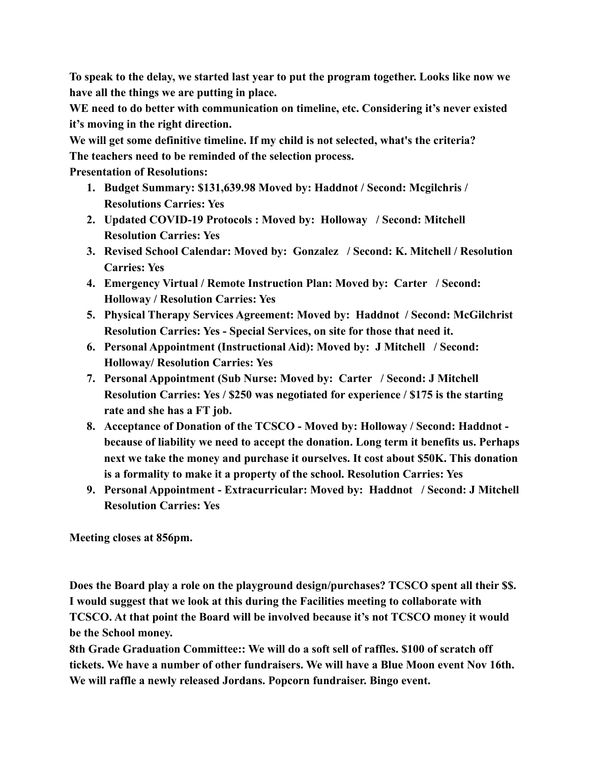**To speak to the delay, we started last year to put the program together. Looks like now we have all the things we are putting in place.**

**WE need to do better with communication on timeline, etc. Considering it's never existed it's moving in the right direction.**

**We will get some definitive timeline. If my child is not selected, what's the criteria?**

**The teachers need to be reminded of the selection process.**

**Presentation of Resolutions:**

1. **Budget Summary: $131,639.98 Moved by: Haddnot / Second: Mcgilchris / Resolutions Carries: Yes**
2. **Updated COVID-19 Protocols : Moved by: Holloway / Second: Mitchell Resolution Carries: Yes**
3. **Revised School Calendar: Moved by: Gonzalez / Second: K. Mitchell / Resolution Carries: Yes**
4. **Emergency Virtual / Remote Instruction Plan: Moved by: Carter / Second: Holloway / Resolution Carries: Yes**
5. **Physical Therapy Services Agreement: Moved by: Haddnot / Second: McGilchrist Resolution Carries: Yes - Special Services, on site for those that need it.**
6. **Personal Appointment (Instructional Aid): Moved by: J Mitchell / Second: Holloway/ Resolution Carries: Yes**
7. **Personal Appointment (Sub Nurse: Moved by: Carter / Second: J Mitchell Resolution Carries: Yes / $250 was negotiated for experience / $175 is the starting rate and she has a FT job.**
8. **Acceptance of Donation of the TCSCO - Moved by: Holloway / Second: Haddnot - because of liability we need to accept the donation. Long term it benefits us. Perhaps next we take the money and purchase it ourselves. It cost about $50K. This donation is a formality to make it a property of the school. Resolution Carries: Yes**
9. **Personal Appointment - Extracurricular: Moved by: Haddnot / Second: J Mitchell Resolution Carries: Yes**

**Meeting closes at 856pm.**

**Does the Board play a role on the playground design/purchases? TCSCO spent all their $$. I would suggest that we look at this during the Facilities meeting to collaborate with TCSCO. At that point the Board will be involved because it's not TCSCO money it would be the School money.**

**8th Grade Graduation Committee:: We will do a soft sell of raffles. $100 of scratch off tickets. We have a number of other fundraisers. We will have a Blue Moon event Nov 16th. We will raffle a newly released Jordans. Popcorn fundraiser. Bingo event.**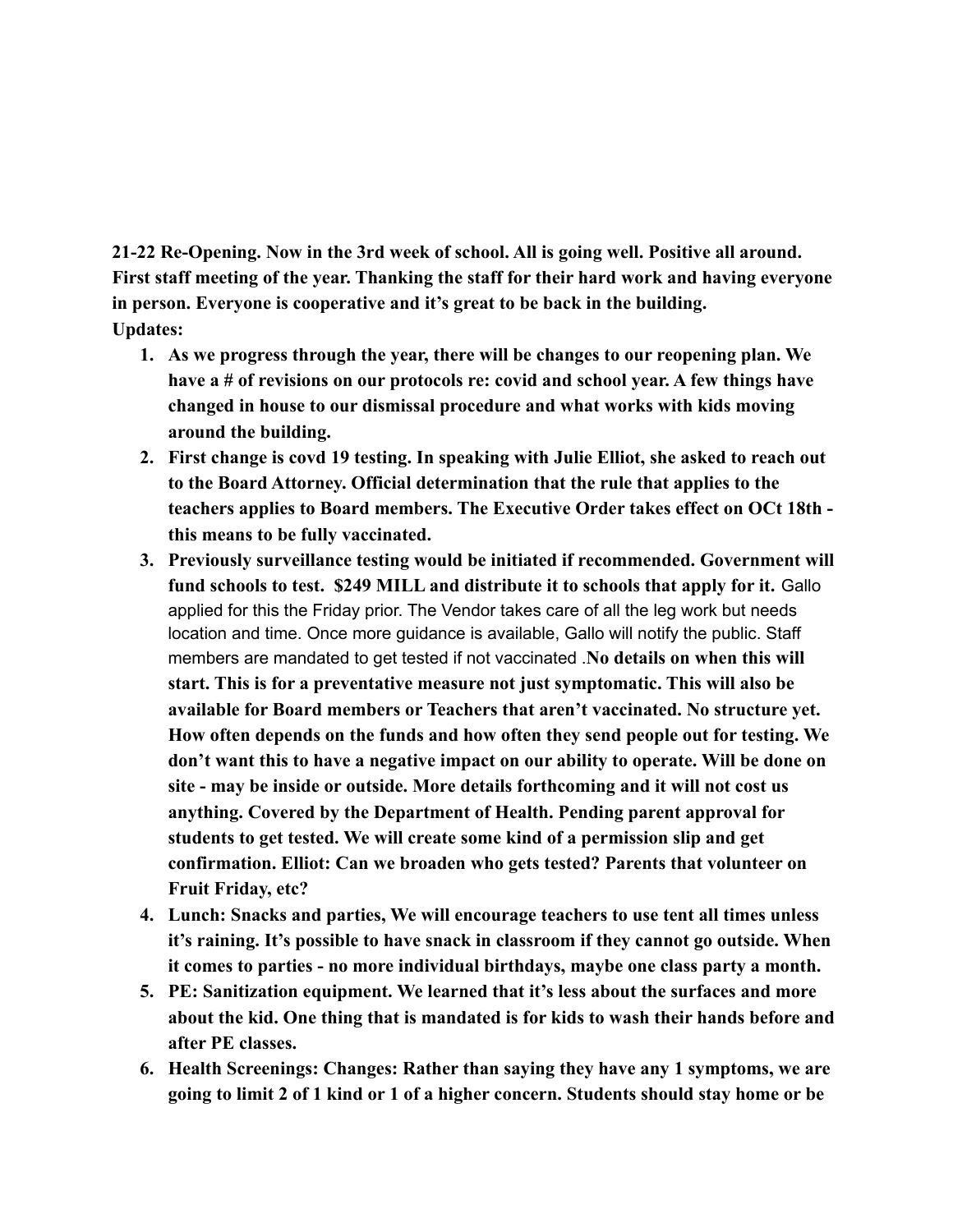**21-22 Re-Opening. Now in the 3rd week of school. All is going well. Positive all around. First staff meeting of the year. Thanking the staff for their hard work and having everyone in person. Everyone is cooperative and it's great to be back in the building.**
**Updates:**

1. **As we progress through the year, there will be changes to our reopening plan. We have a # of revisions on our protocols re: covid and school year. A few things have changed in house to our dismissal procedure and what works with kids moving around the building.**
2. **First change is covd 19 testing. In speaking with Julie Elliot, she asked to reach out to the Board Attorney. Official determination that the rule that applies to the teachers applies to Board members. The Executive Order takes effect on OCt 18th - this means to be fully vaccinated.**
3. **Previously surveillance testing would be initiated if recommended. Government will fund schools to test. $249 MILL and distribute it to schools that apply for it.** Gallo applied for this the Friday prior. The Vendor takes care of all the leg work but needs location and time. Once more guidance is available, Gallo will notify the public. Staff members are mandated to get tested if not vaccinated .**No details on when this will start. This is for a preventative measure not just symptomatic. This will also be available for Board members or Teachers that aren't vaccinated. No structure yet. How often depends on the funds and how often they send people out for testing. We don't want this to have a negative impact on our ability to operate. Will be done on site - may be inside or outside. More details forthcoming and it will not cost us anything. Covered by the Department of Health. Pending parent approval for students to get tested. We will create some kind of a permission slip and get confirmation. Elliot: Can we broaden who gets tested? Parents that volunteer on Fruit Friday, etc?**
4. **Lunch: Snacks and parties, We will encourage teachers to use tent all times unless it's raining. It's possible to have snack in classroom if they cannot go outside. When it comes to parties - no more individual birthdays, maybe one class party a month.**
5. **PE: Sanitization equipment. We learned that it's less about the surfaces and more about the kid. One thing that is mandated is for kids to wash their hands before and after PE classes.**
6. **Health Screenings: Changes: Rather than saying they have any 1 symptoms, we are going to limit 2 of 1 kind or 1 of a higher concern. Students should stay home or be**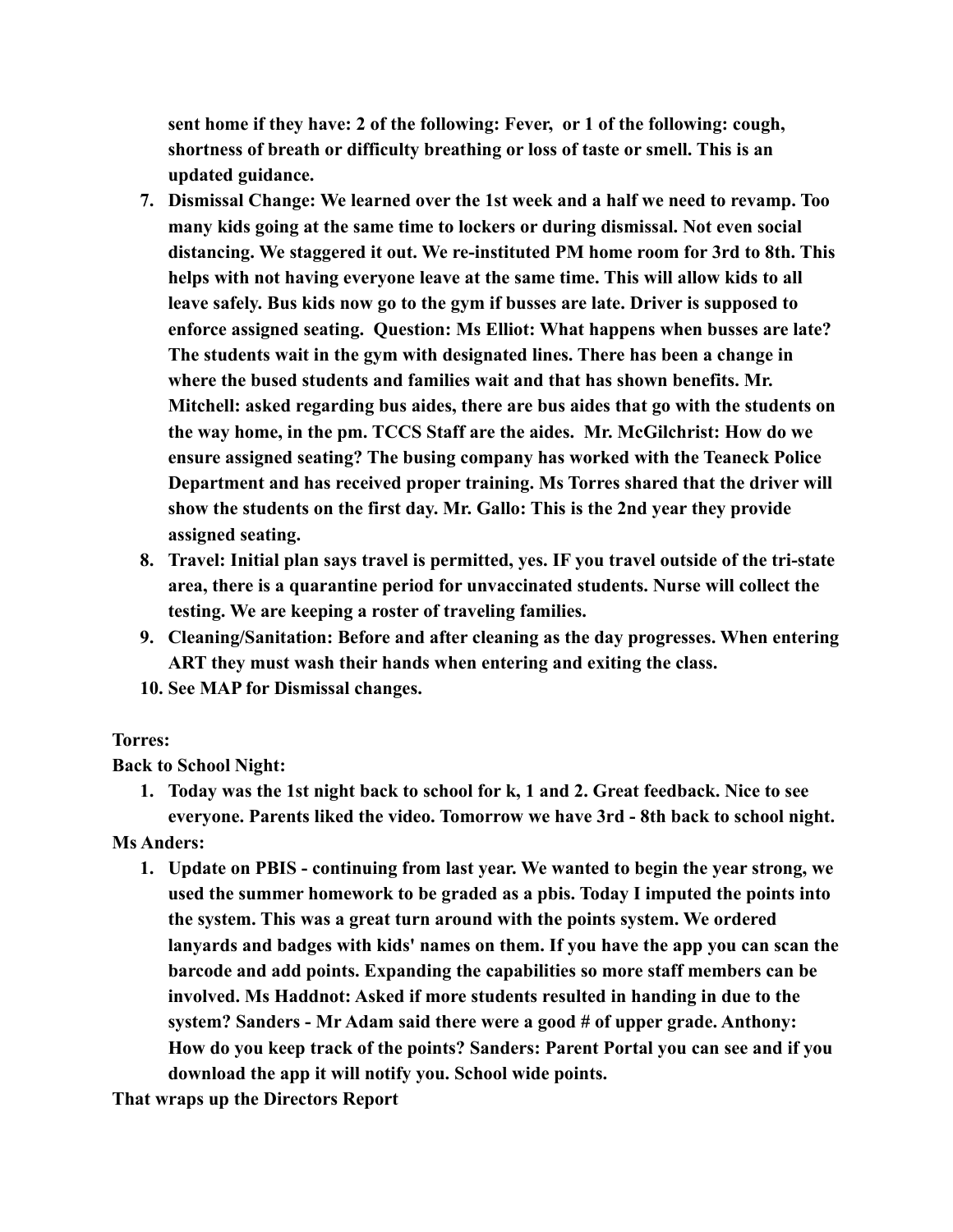**sent home if they have: 2 of the following: Fever,  or 1 of the following: cough, shortness of breath or difficulty breathing or loss of taste or smell. This is an updated guidance.**

7. **Dismissal Change: We learned over the 1st week and a half we need to revamp. Too many kids going at the same time to lockers or during dismissal. Not even social distancing. We staggered it out. We re-instituted PM home room for 3rd to 8th. This helps with not having everyone leave at the same time. This will allow kids to all leave safely. Bus kids now go to the gym if busses are late. Driver is supposed to enforce assigned seating.  Question: Ms Elliot: What happens when busses are late? The students wait in the gym with designated lines. There has been a change in where the bused students and families wait and that has shown benefits. Mr. Mitchell: asked regarding bus aides, there are bus aides that go with the students on the way home, in the pm. TCCS Staff are the aides.  Mr. McGilchrist: How do we ensure assigned seating? The busing company has worked with the Teaneck Police Department and has received proper training. Ms Torres shared that the driver will show the students on the first day. Mr. Gallo: This is the 2nd year they provide assigned seating.**
8. **Travel: Initial plan says travel is permitted, yes. IF you travel outside of the tri-state area, there is a quarantine period for unvaccinated students. Nurse will collect the testing. We are keeping a roster of traveling families.**
9. **Cleaning/Sanitation: Before and after cleaning as the day progresses. When entering ART they must wash their hands when entering and exiting the class.**
10. **See MAP for Dismissal changes.**

**Torres:**

**Back to School Night:**

1. **Today was the 1st night back to school for k, 1 and 2. Great feedback. Nice to see everyone. Parents liked the video. Tomorrow we have 3rd - 8th back to school night.**

**Ms Anders:**

1. **Update on PBIS - continuing from last year. We wanted to begin the year strong, we used the summer homework to be graded as a pbis. Today I imputed the points into the system. This was a great turn around with the points system. We ordered lanyards and badges with kids' names on them. If you have the app you can scan the barcode and add points. Expanding the capabilities so more staff members can be involved. Ms Haddnot: Asked if more students resulted in handing in due to the system? Sanders - Mr Adam said there were a good # of upper grade. Anthony: How do you keep track of the points? Sanders: Parent Portal you can see and if you download the app it will notify you. School wide points.**

**That wraps up the Directors Report**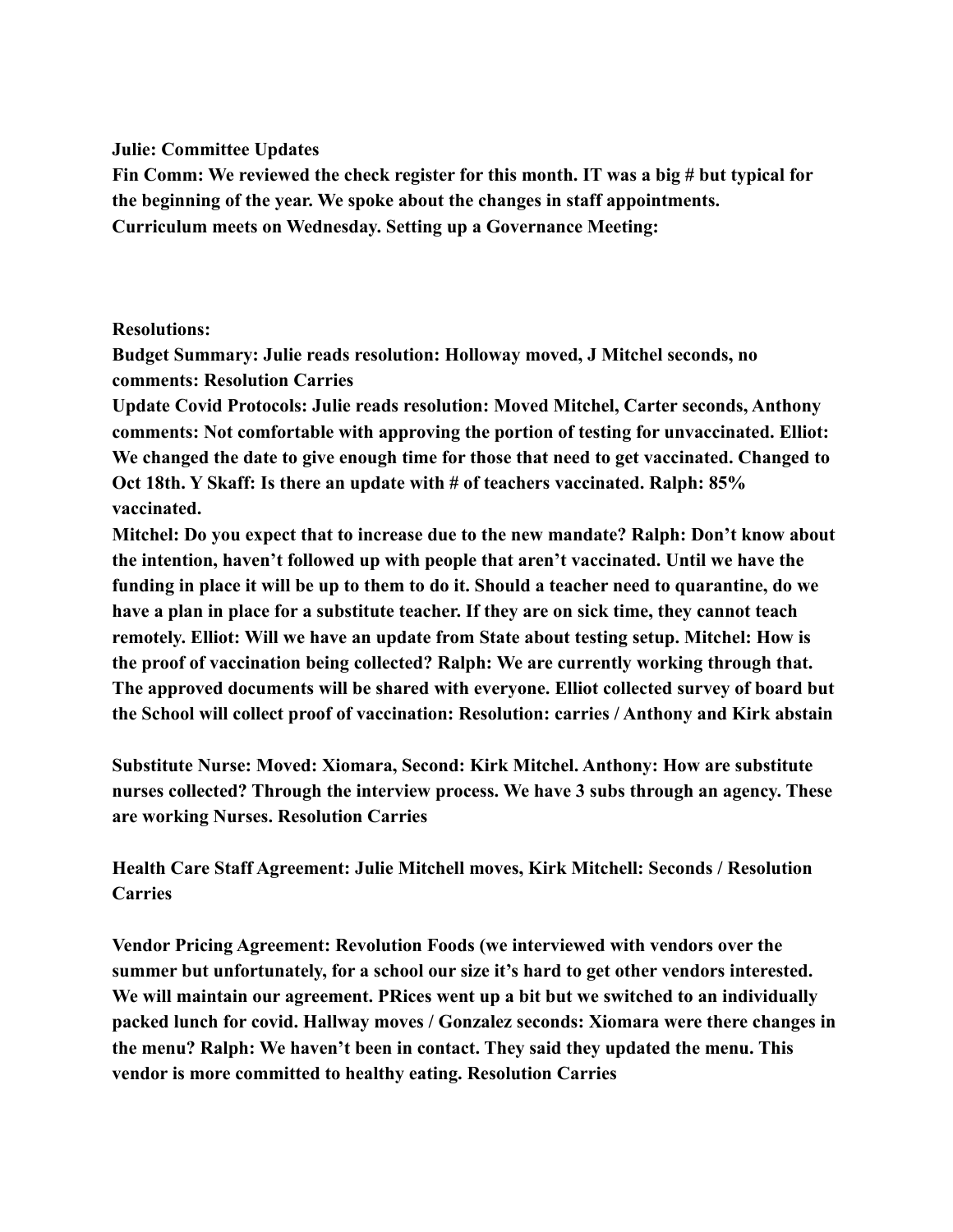**Julie: Committee Updates**
**Fin Comm: We reviewed the check register for this month. IT was a big # but typical for the beginning of the year. We spoke about the changes in staff appointments.**
**Curriculum meets on Wednesday. Setting up a Governance Meeting:**

**Resolutions:**
**Budget Summary: Julie reads resolution: Holloway moved, J Mitchel seconds, no comments: Resolution Carries**
**Update Covid Protocols: Julie reads resolution: Moved Mitchel, Carter seconds, Anthony comments: Not comfortable with approving the portion of testing for unvaccinated. Elliot: We changed the date to give enough time for those that need to get vaccinated. Changed to Oct 18th. Y Skaff: Is there an update with # of teachers vaccinated. Ralph: 85% vaccinated.**
**Mitchel: Do you expect that to increase due to the new mandate? Ralph: Don't know about the intention, haven't followed up with people that aren't vaccinated. Until we have the funding in place it will be up to them to do it. Should a teacher need to quarantine, do we have a plan in place for a substitute teacher. If they are on sick time, they cannot teach remotely. Elliot: Will we have an update from State about testing setup. Mitchel: How is the proof of vaccination being collected? Ralph: We are currently working through that. The approved documents will be shared with everyone. Elliot collected survey of board but the School will collect proof of vaccination: Resolution: carries / Anthony and Kirk abstain**

**Substitute Nurse: Moved: Xiomara, Second: Kirk Mitchel. Anthony: How are substitute nurses collected? Through the interview process. We have 3 subs through an agency. These are working Nurses. Resolution Carries**

**Health Care Staff Agreement: Julie Mitchell moves, Kirk Mitchell: Seconds / Resolution Carries**

**Vendor Pricing Agreement: Revolution Foods (we interviewed with vendors over the summer but unfortunately, for a school our size it's hard to get other vendors interested. We will maintain our agreement. PRices went up a bit but we switched to an individually packed lunch for covid. Hallway moves / Gonzalez seconds: Xiomara were there changes in the menu? Ralph: We haven't been in contact. They said they updated the menu. This vendor is more committed to healthy eating. Resolution Carries**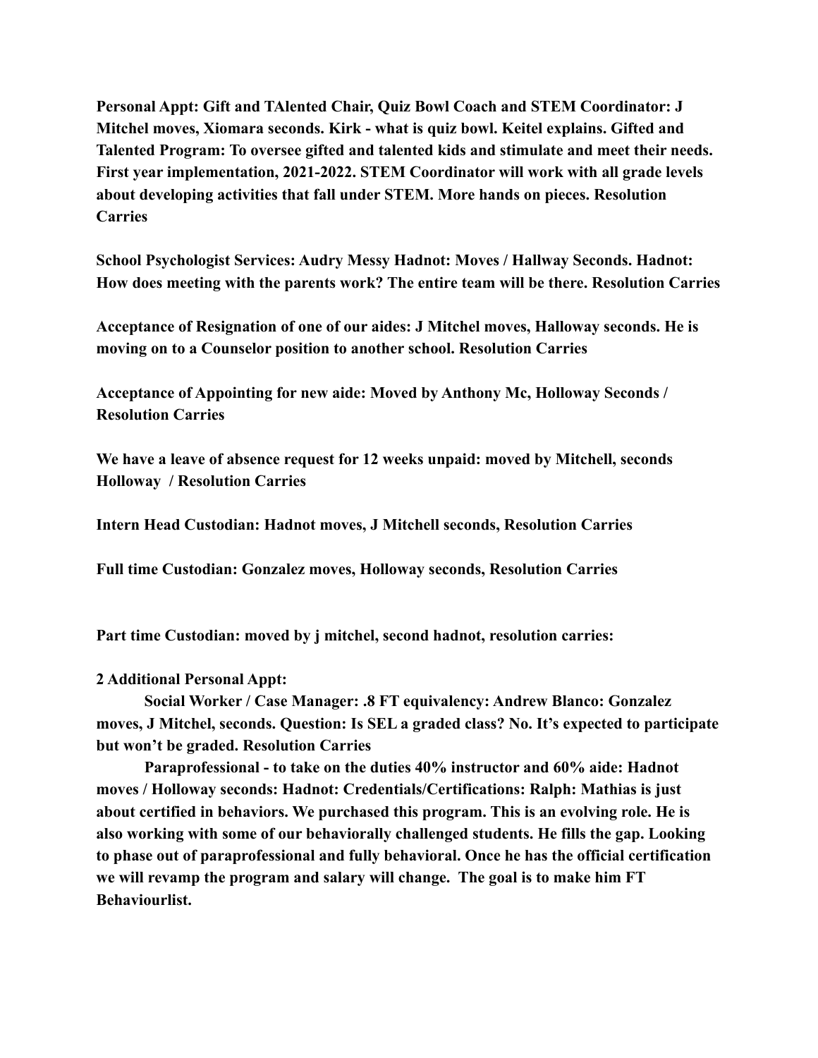**Personal Appt: Gift and TAlented Chair, Quiz Bowl Coach and STEM Coordinator: J Mitchel moves, Xiomara seconds. Kirk - what is quiz bowl. Keitel explains. Gifted and Talented Program: To oversee gifted and talented kids and stimulate and meet their needs. First year implementation, 2021-2022. STEM Coordinator will work with all grade levels about developing activities that fall under STEM. More hands on pieces. Resolution Carries**

**School Psychologist Services: Audry Messy Hadnot: Moves / Hallway Seconds. Hadnot: How does meeting with the parents work? The entire team will be there. Resolution Carries**

**Acceptance of Resignation of one of our aides: J Mitchel moves, Halloway seconds. He is moving on to a Counselor position to another school. Resolution Carries**

**Acceptance of Appointing for new aide: Moved by Anthony Mc, Holloway Seconds / Resolution Carries**

**We have a leave of absence request for 12 weeks unpaid: moved by Mitchell, seconds Holloway / Resolution Carries**

**Intern Head Custodian: Hadnot moves, J Mitchell seconds, Resolution Carries**

**Full time Custodian: Gonzalez moves, Holloway seconds, Resolution Carries**

**Part time Custodian: moved by j mitchel, second hadnot, resolution carries:**

**2 Additional Personal Appt:**

**Social Worker / Case Manager: .8 FT equivalency: Andrew Blanco: Gonzalez moves, J Mitchel, seconds. Question: Is SEL a graded class? No. It's expected to participate but won't be graded. Resolution Carries**

**Paraprofessional - to take on the duties 40% instructor and 60% aide: Hadnot moves / Holloway seconds: Hadnot: Credentials/Certifications: Ralph: Mathias is just about certified in behaviors. We purchased this program. This is an evolving role. He is also working with some of our behaviorally challenged students. He fills the gap. Looking to phase out of paraprofessional and fully behavioral. Once he has the official certification we will revamp the program and salary will change. The goal is to make him FT Behaviourlist.**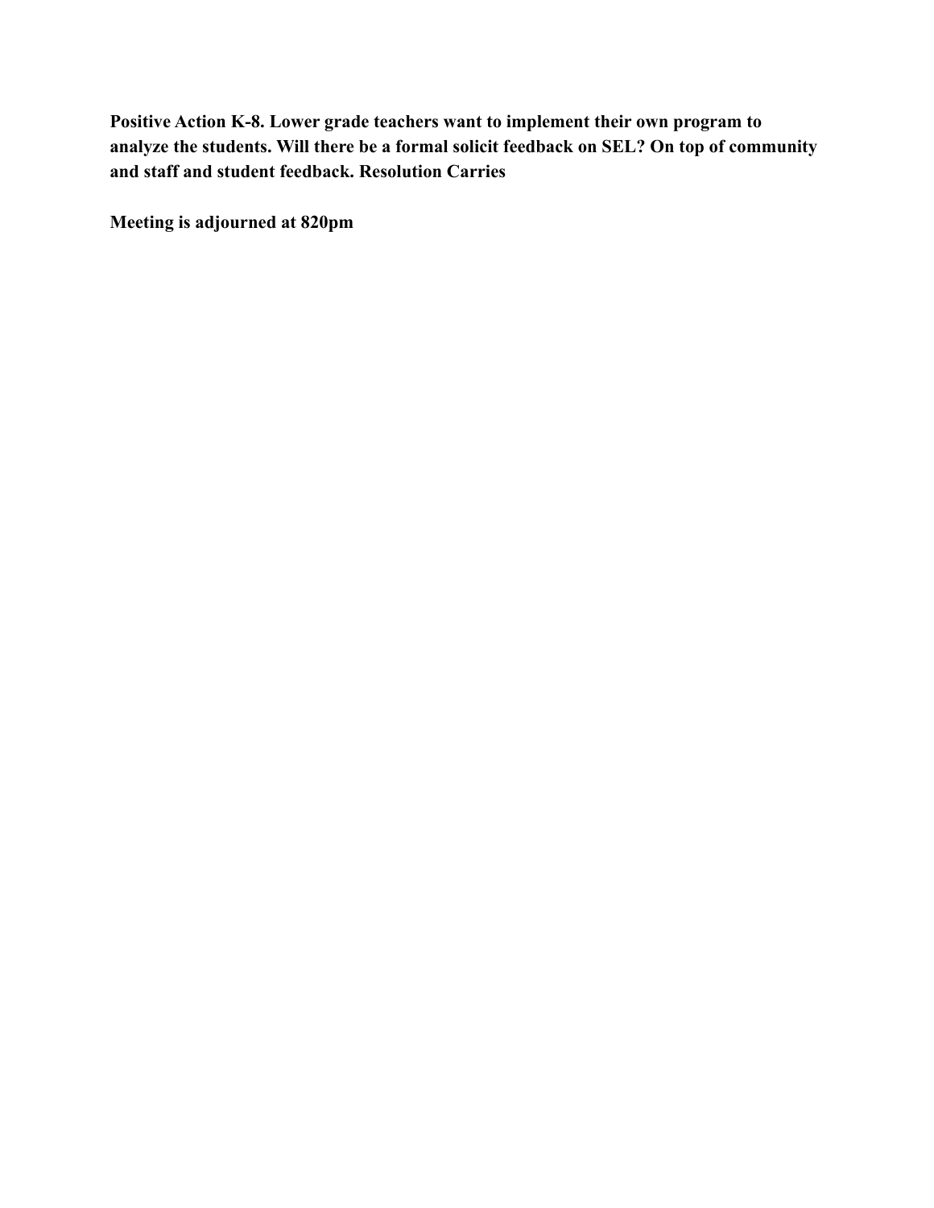**Positive Action K-8. Lower grade teachers want to implement their own program to analyze the students. Will there be a formal solicit feedback on SEL? On top of community and staff and student feedback. Resolution Carries**

**Meeting is adjourned at 820pm**